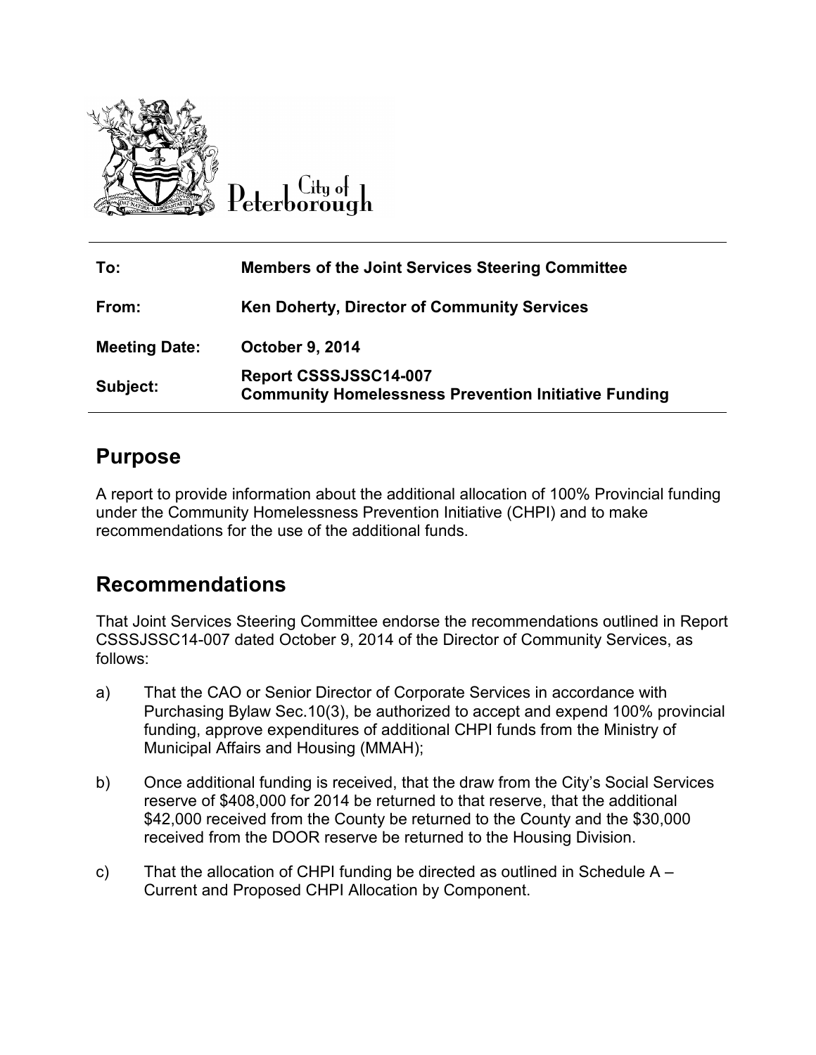City of Peterborough

| | |
|---|---|
| **To:** | **Members of the Joint Services Steering Committee** |
| **From:** | **Ken Doherty, Director of Community Services** |
| **Meeting Date:** | **October 9, 2014** |
| **Subject:** | **Report CSSSJSSC14-007**<br>**Community Homelessness Prevention Initiative Funding** |

## Purpose

A report to provide information about the additional allocation of 100% Provincial funding under the Community Homelessness Prevention Initiative (CHPI) and to make recommendations for the use of the additional funds.

## Recommendations

That Joint Services Steering Committee endorse the recommendations outlined in Report CSSSJSSC14-007 dated October 9, 2014 of the Director of Community Services, as follows:

a) That the CAO or Senior Director of Corporate Services in accordance with Purchasing Bylaw Sec.10(3), be authorized to accept and expend 100% provincial funding, approve expenditures of additional CHPI funds from the Ministry of Municipal Affairs and Housing (MMAH);

b) Once additional funding is received, that the draw from the City's Social Services reserve of $408,000 for 2014 be returned to that reserve, that the additional $42,000 received from the County be returned to the County and the $30,000 received from the DOOR reserve be returned to the Housing Division.

c) That the allocation of CHPI funding be directed as outlined in Schedule A – Current and Proposed CHPI Allocation by Component.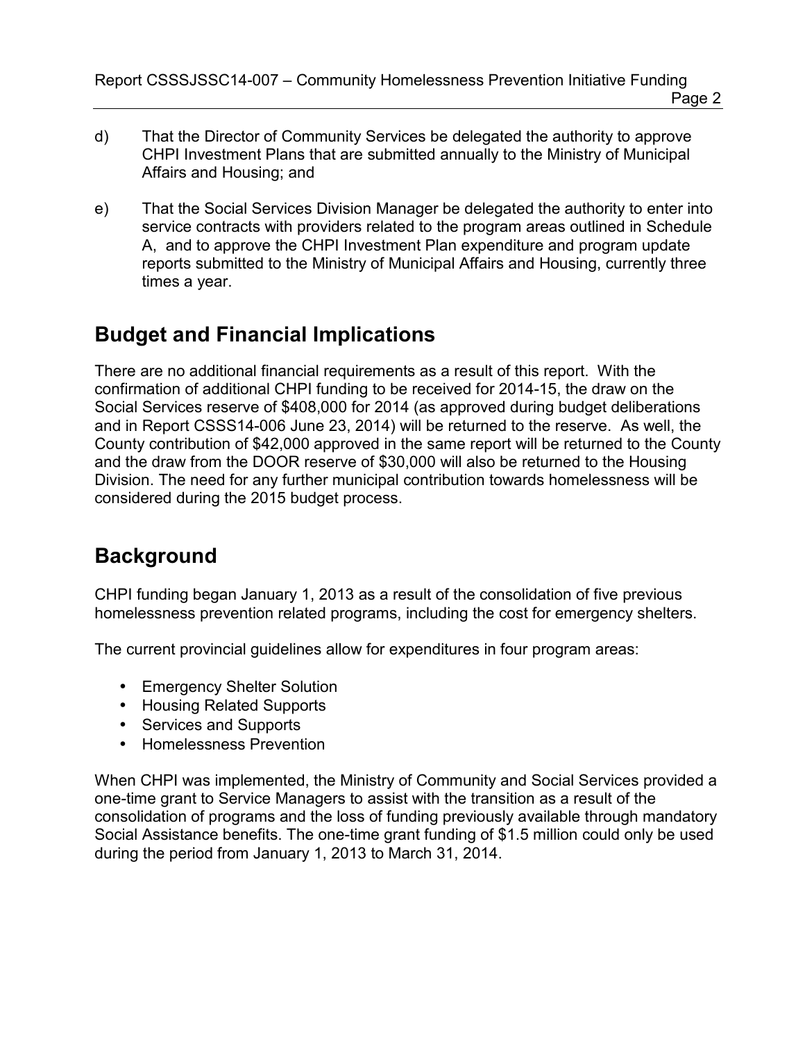d) That the Director of Community Services be delegated the authority to approve CHPI Investment Plans that are submitted annually to the Ministry of Municipal Affairs and Housing; and

e) That the Social Services Division Manager be delegated the authority to enter into service contracts with providers related to the program areas outlined in Schedule A, and to approve the CHPI Investment Plan expenditure and program update reports submitted to the Ministry of Municipal Affairs and Housing, currently three times a year.

## Budget and Financial Implications

There are no additional financial requirements as a result of this report. With the confirmation of additional CHPI funding to be received for 2014-15, the draw on the Social Services reserve of $408,000 for 2014 (as approved during budget deliberations and in Report CSSS14-006 June 23, 2014) will be returned to the reserve. As well, the County contribution of $42,000 approved in the same report will be returned to the County and the draw from the DOOR reserve of $30,000 will also be returned to the Housing Division. The need for any further municipal contribution towards homelessness will be considered during the 2015 budget process.

## Background

CHPI funding began January 1, 2013 as a result of the consolidation of five previous homelessness prevention related programs, including the cost for emergency shelters.

The current provincial guidelines allow for expenditures in four program areas:

- Emergency Shelter Solution
- Housing Related Supports
- Services and Supports
- Homelessness Prevention

When CHPI was implemented, the Ministry of Community and Social Services provided a one-time grant to Service Managers to assist with the transition as a result of the consolidation of programs and the loss of funding previously available through mandatory Social Assistance benefits. The one-time grant funding of $1.5 million could only be used during the period from January 1, 2013 to March 31, 2014.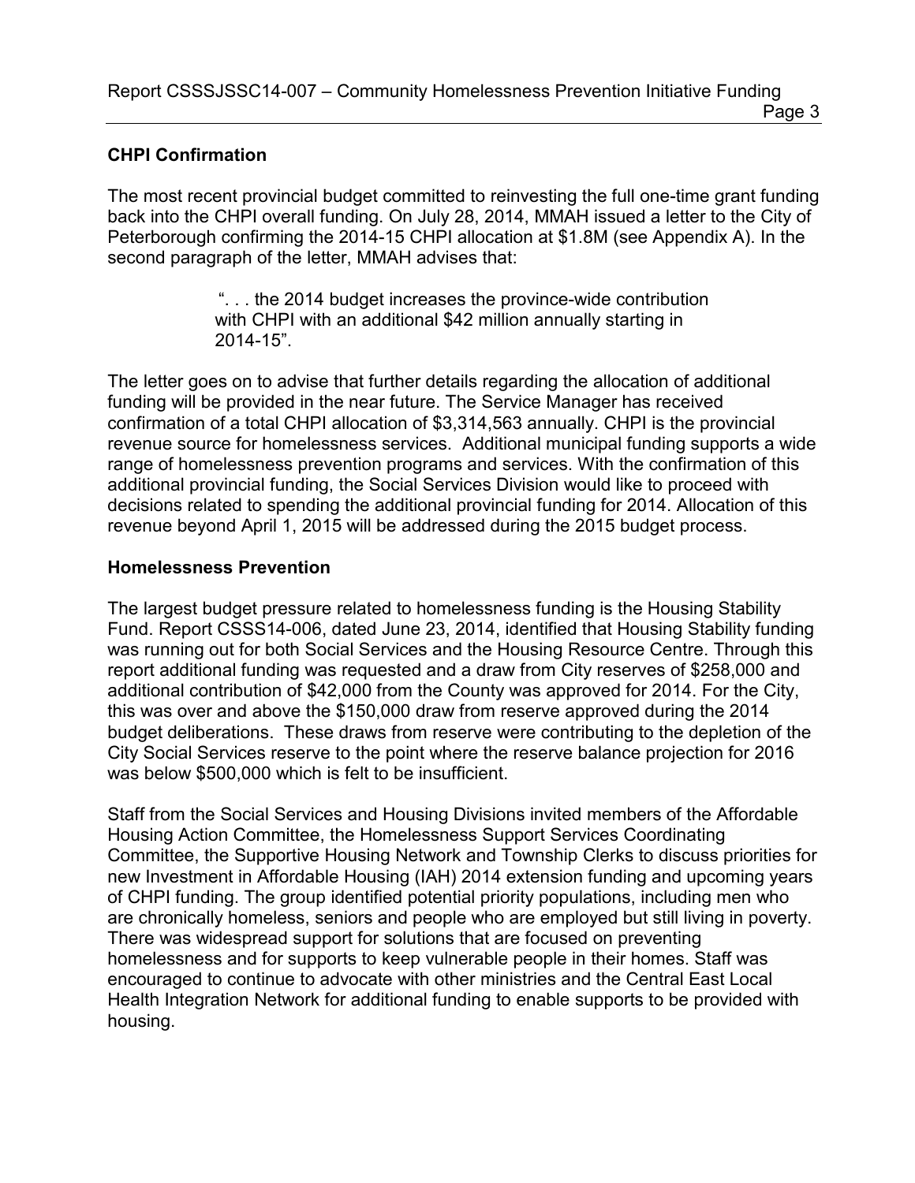## CHPI Confirmation

The most recent provincial budget committed to reinvesting the full one-time grant funding back into the CHPI overall funding. On July 28, 2014, MMAH issued a letter to the City of Peterborough confirming the 2014-15 CHPI allocation at $1.8M (see Appendix A). In the second paragraph of the letter, MMAH advises that:

> ". . . the 2014 budget increases the province-wide contribution with CHPI with an additional $42 million annually starting in 2014-15".

The letter goes on to advise that further details regarding the allocation of additional funding will be provided in the near future. The Service Manager has received confirmation of a total CHPI allocation of $3,314,563 annually. CHPI is the provincial revenue source for homelessness services. Additional municipal funding supports a wide range of homelessness prevention programs and services. With the confirmation of this additional provincial funding, the Social Services Division would like to proceed with decisions related to spending the additional provincial funding for 2014. Allocation of this revenue beyond April 1, 2015 will be addressed during the 2015 budget process.

## Homelessness Prevention

The largest budget pressure related to homelessness funding is the Housing Stability Fund. Report CSSS14-006, dated June 23, 2014, identified that Housing Stability funding was running out for both Social Services and the Housing Resource Centre. Through this report additional funding was requested and a draw from City reserves of $258,000 and additional contribution of $42,000 from the County was approved for 2014. For the City, this was over and above the $150,000 draw from reserve approved during the 2014 budget deliberations. These draws from reserve were contributing to the depletion of the City Social Services reserve to the point where the reserve balance projection for 2016 was below $500,000 which is felt to be insufficient.

Staff from the Social Services and Housing Divisions invited members of the Affordable Housing Action Committee, the Homelessness Support Services Coordinating Committee, the Supportive Housing Network and Township Clerks to discuss priorities for new Investment in Affordable Housing (IAH) 2014 extension funding and upcoming years of CHPI funding. The group identified potential priority populations, including men who are chronically homeless, seniors and people who are employed but still living in poverty. There was widespread support for solutions that are focused on preventing homelessness and for supports to keep vulnerable people in their homes. Staff was encouraged to continue to advocate with other ministries and the Central East Local Health Integration Network for additional funding to enable supports to be provided with housing.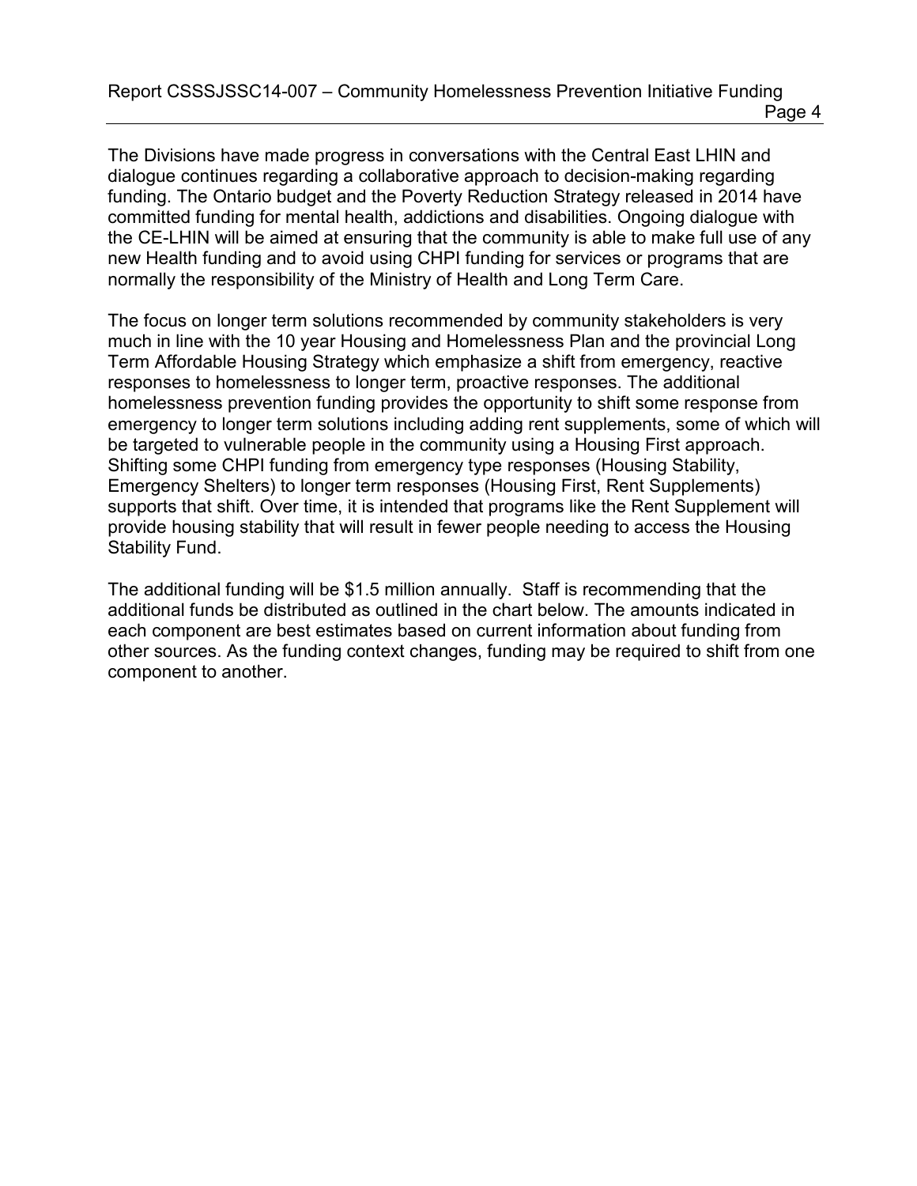The Divisions have made progress in conversations with the Central East LHIN and dialogue continues regarding a collaborative approach to decision-making regarding funding. The Ontario budget and the Poverty Reduction Strategy released in 2014 have committed funding for mental health, addictions and disabilities. Ongoing dialogue with the CE-LHIN will be aimed at ensuring that the community is able to make full use of any new Health funding and to avoid using CHPI funding for services or programs that are normally the responsibility of the Ministry of Health and Long Term Care.

The focus on longer term solutions recommended by community stakeholders is very much in line with the 10 year Housing and Homelessness Plan and the provincial Long Term Affordable Housing Strategy which emphasize a shift from emergency, reactive responses to homelessness to longer term, proactive responses. The additional homelessness prevention funding provides the opportunity to shift some response from emergency to longer term solutions including adding rent supplements, some of which will be targeted to vulnerable people in the community using a Housing First approach. Shifting some CHPI funding from emergency type responses (Housing Stability, Emergency Shelters) to longer term responses (Housing First, Rent Supplements) supports that shift. Over time, it is intended that programs like the Rent Supplement will provide housing stability that will result in fewer people needing to access the Housing Stability Fund.

The additional funding will be $1.5 million annually. Staff is recommending that the additional funds be distributed as outlined in the chart below. The amounts indicated in each component are best estimates based on current information about funding from other sources. As the funding context changes, funding may be required to shift from one component to another.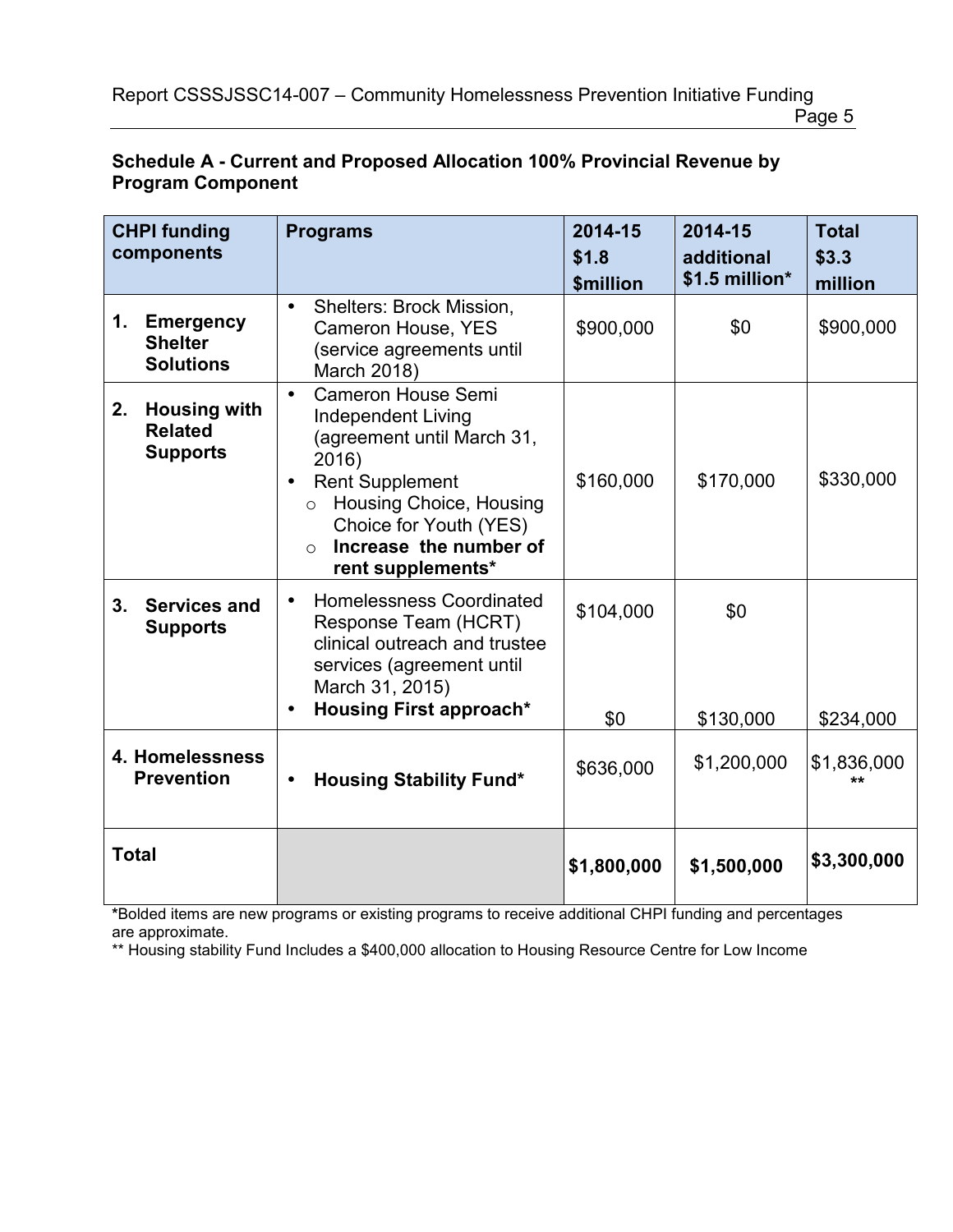**Schedule A - Current and Proposed Allocation 100% Provincial Revenue by Program Component**

| CHPI funding components | Programs | 2014-15 $1.8 $million | 2014-15 additional $1.5 million* | Total $3.3 million |
|---|---|---|---|---|
| 1. **Emergency Shelter Solutions** | • Shelters: Brock Mission, Cameron House, YES (service agreements until March 2018) | $900,000 | $0 | $900,000 |
| 2. **Housing with Related Supports** | • Cameron House Semi Independent Living (agreement until March 31, 2016)<br>• Rent Supplement<br>  ○ Housing Choice, Housing Choice for Youth (YES)<br>  ○ **Increase the number of rent supplements*** | $160,000 | $170,000 | $330,000 |
| 3. **Services and Supports** | • Homelessness Coordinated Response Team (HCRT) clinical outreach and trustee services (agreement until March 31, 2015) | $104,000 | $0 | |
| | • **Housing First approach*** | $0 | $130,000 | $234,000 |
| 4. **Homelessness Prevention** | • **Housing Stability Fund*** | $636,000 | $1,200,000 | $1,836,000 ** |
| **Total** | | **$1,800,000** | **$1,500,000** | **$3,300,000** |

***Bolded items are new programs or existing programs to receive additional CHPI funding and percentages are approximate.**

** Housing stability Fund Includes a $400,000 allocation to Housing Resource Centre for Low Income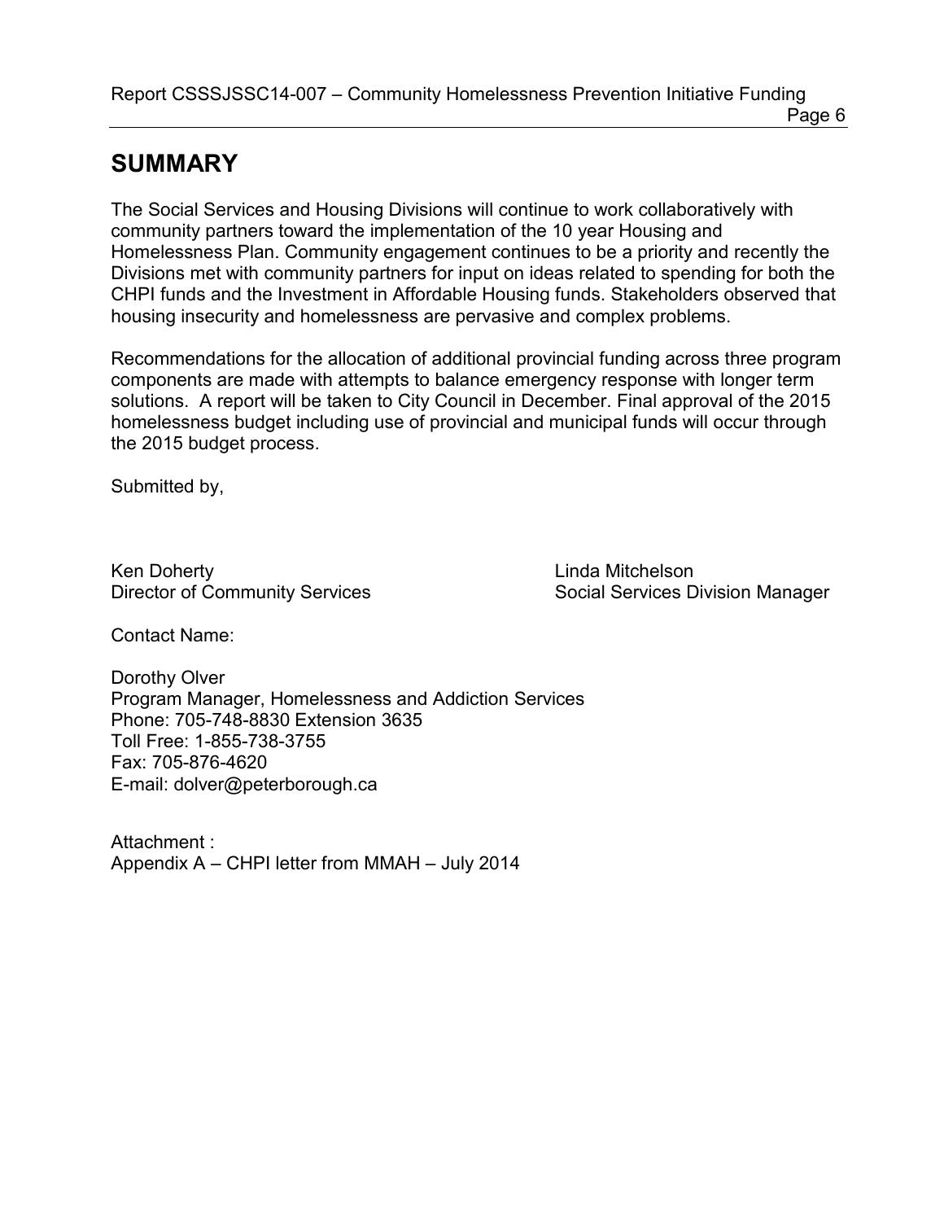## SUMMARY

The Social Services and Housing Divisions will continue to work collaboratively with community partners toward the implementation of the 10 year Housing and Homelessness Plan. Community engagement continues to be a priority and recently the Divisions met with community partners for input on ideas related to spending for both the CHPI funds and the Investment in Affordable Housing funds. Stakeholders observed that housing insecurity and homelessness are pervasive and complex problems.

Recommendations for the allocation of additional provincial funding across three program components are made with attempts to balance emergency response with longer term solutions. A report will be taken to City Council in December. Final approval of the 2015 homelessness budget including use of provincial and municipal funds will occur through the 2015 budget process.

Submitted by,

Ken Doherty
Director of Community Services

Linda Mitchelson
Social Services Division Manager

Contact Name:

Dorothy Olver
Program Manager, Homelessness and Addiction Services
Phone: 705-748-8830 Extension 3635
Toll Free: 1-855-738-3755
Fax: 705-876-4620
E-mail: dolver@peterborough.ca

Attachment :
Appendix A – CHPI letter from MMAH – July 2014